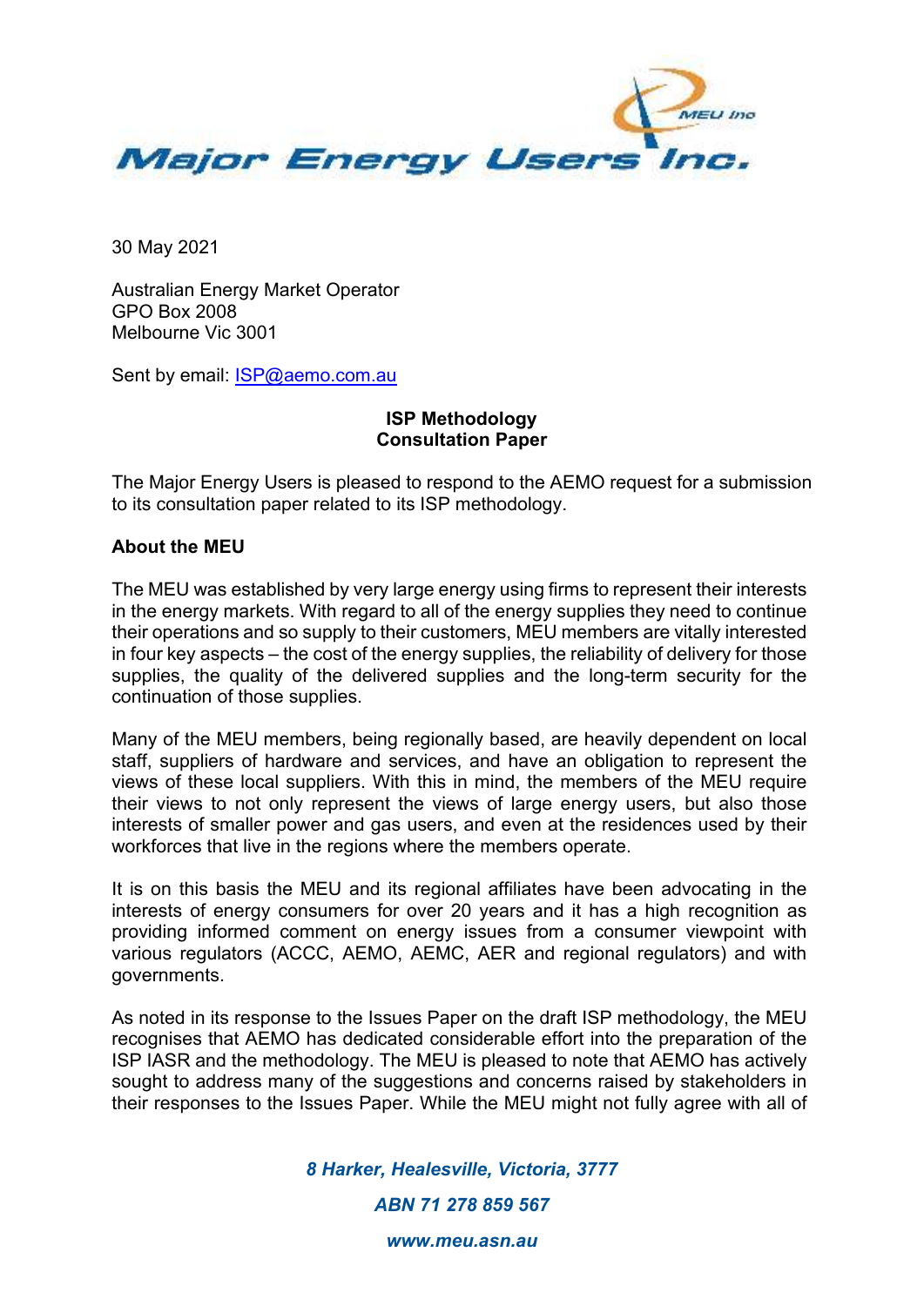30 May 2021

Australian Energy Market Operator  
GPO Box 2008  
Melbourne Vic 3001

Sent by email: ISP@aemo.com.au

**ISP Methodology**  
**Consultation Paper**

The Major Energy Users is pleased to respond to the AEMO request for a submission to its consultation paper related to its ISP methodology.

**About the MEU**

The MEU was established by very large energy using firms to represent their interests in the energy markets. With regard to all of the energy supplies they need to continue their operations and so supply to their customers, MEU members are vitally interested in four key aspects – the cost of the energy supplies, the reliability of delivery for those supplies, the quality of the delivered supplies and the long-term security for the continuation of those supplies.

Many of the MEU members, being regionally based, are heavily dependent on local staff, suppliers of hardware and services, and have an obligation to represent the views of these local suppliers. With this in mind, the members of the MEU require their views to not only represent the views of large energy users, but also those interests of smaller power and gas users, and even at the residences used by their workforces that live in the regions where the members operate.

It is on this basis the MEU and its regional affiliates have been advocating in the interests of energy consumers for over 20 years and it has a high recognition as providing informed comment on energy issues from a consumer viewpoint with various regulators (ACCC, AEMO, AEMC, AER and regional regulators) and with governments.

As noted in its response to the Issues Paper on the draft ISP methodology, the MEU recognises that AEMO has dedicated considerable effort into the preparation of the ISP IASR and the methodology. The MEU is pleased to note that AEMO has actively sought to address many of the suggestions and concerns raised by stakeholders in their responses to the Issues Paper. While the MEU might not fully agree with all of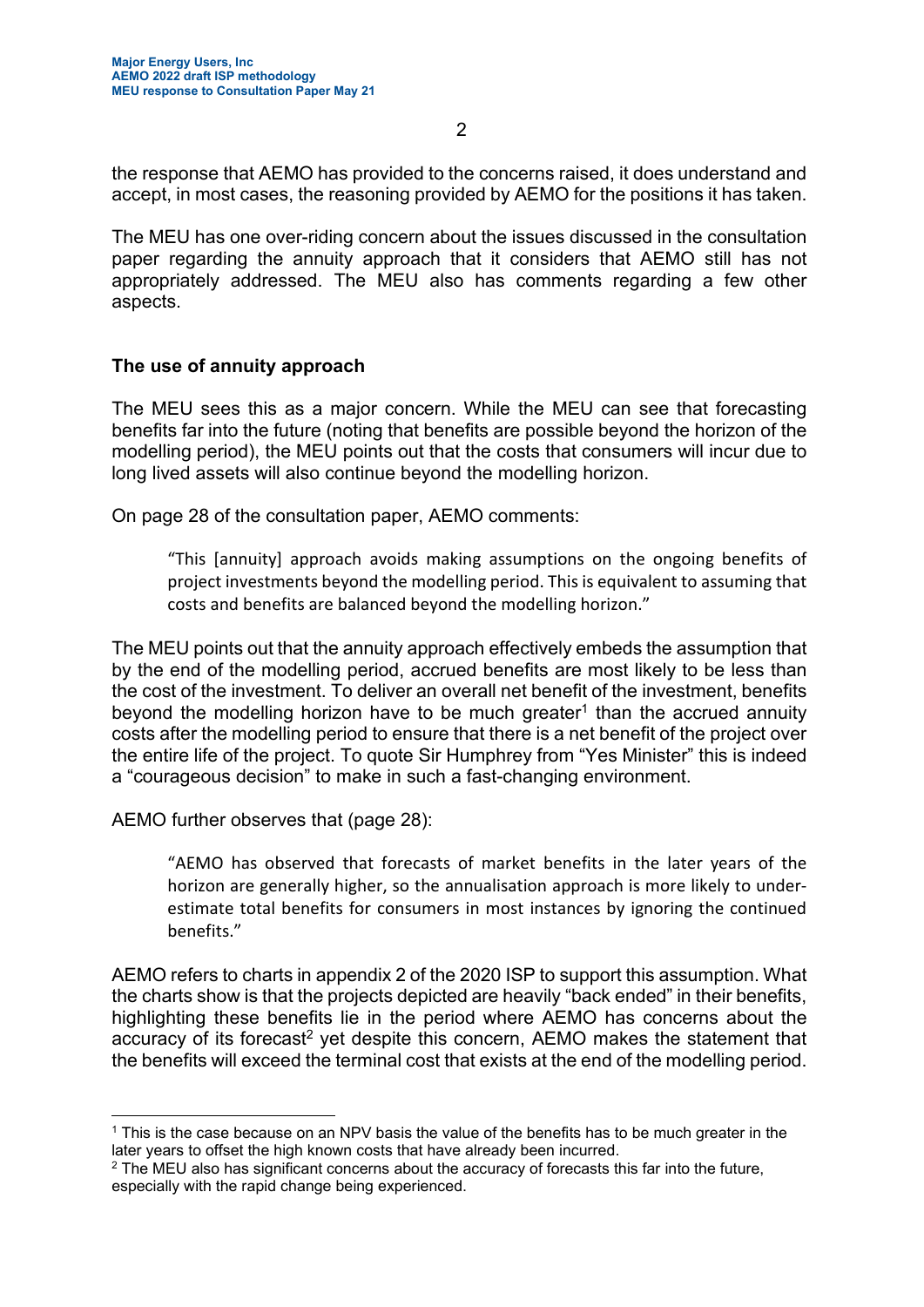the response that AEMO has provided to the concerns raised, it does understand and accept, in most cases, the reasoning provided by AEMO for the positions it has taken.

The MEU has one over-riding concern about the issues discussed in the consultation paper regarding the annuity approach that it considers that AEMO still has not appropriately addressed. The MEU also has comments regarding a few other aspects.

**The use of annuity approach**

The MEU sees this as a major concern. While the MEU can see that forecasting benefits far into the future (noting that benefits are possible beyond the horizon of the modelling period), the MEU points out that the costs that consumers will incur due to long lived assets will also continue beyond the modelling horizon.

On page 28 of the consultation paper, AEMO comments:

> "This [annuity] approach avoids making assumptions on the ongoing benefits of project investments beyond the modelling period. This is equivalent to assuming that costs and benefits are balanced beyond the modelling horizon."

The MEU points out that the annuity approach effectively embeds the assumption that by the end of the modelling period, accrued benefits are most likely to be less than the cost of the investment. To deliver an overall net benefit of the investment, benefits beyond the modelling horizon have to be much greater[1] than the accrued annuity costs after the modelling period to ensure that there is a net benefit of the project over the entire life of the project. To quote Sir Humphrey from "Yes Minister" this is indeed a "courageous decision" to make in such a fast-changing environment.

AEMO further observes that (page 28):

> "AEMO has observed that forecasts of market benefits in the later years of the horizon are generally higher, so the annualisation approach is more likely to under-estimate total benefits for consumers in most instances by ignoring the continued benefits."

AEMO refers to charts in appendix 2 of the 2020 ISP to support this assumption. What the charts show is that the projects depicted are heavily "back ended" in their benefits, highlighting these benefits lie in the period where AEMO has concerns about the accuracy of its forecast[2] yet despite this concern, AEMO makes the statement that the benefits will exceed the terminal cost that exists at the end of the modelling period.

---

[1] This is the case because on an NPV basis the value of the benefits has to be much greater in the later years to offset the high known costs that have already been incurred.

[2] The MEU also has significant concerns about the accuracy of forecasts this far into the future, especially with the rapid change being experienced.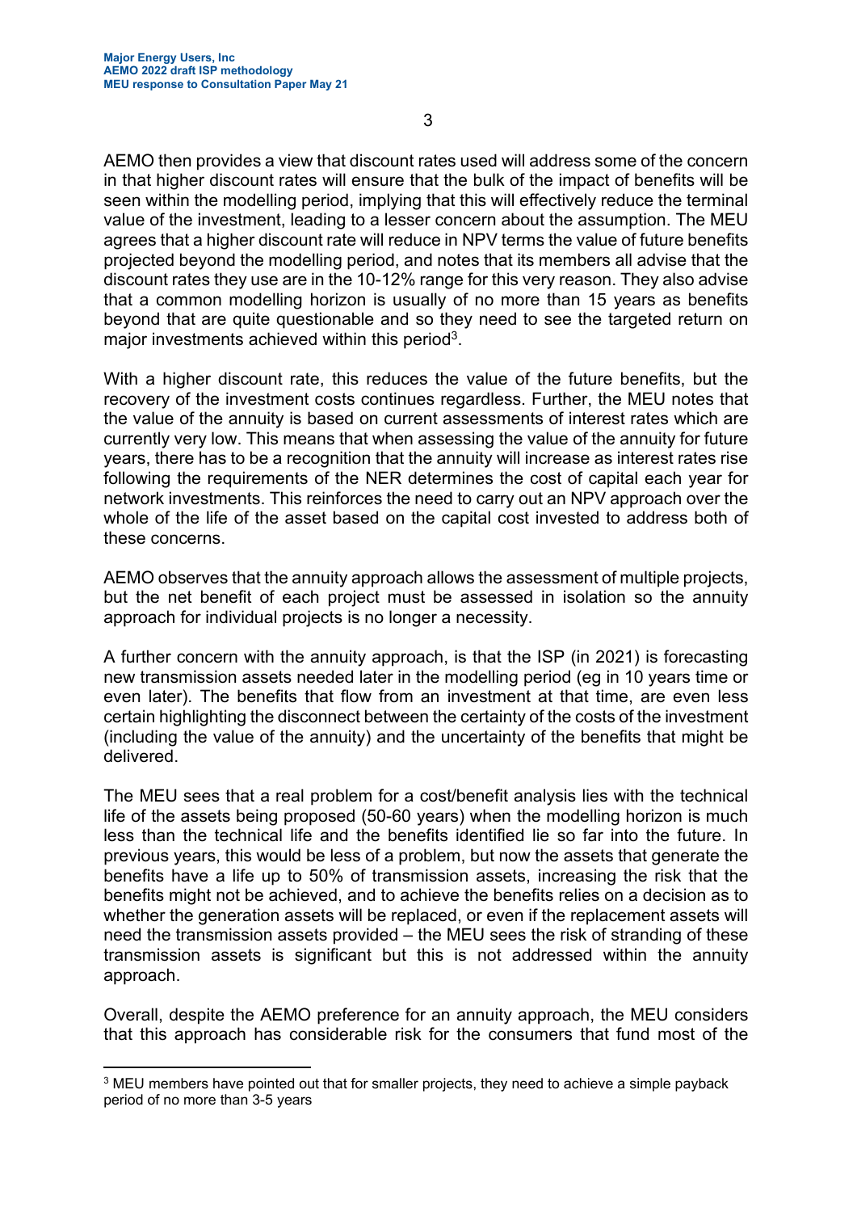AEMO then provides a view that discount rates used will address some of the concern in that higher discount rates will ensure that the bulk of the impact of benefits will be seen within the modelling period, implying that this will effectively reduce the terminal value of the investment, leading to a lesser concern about the assumption. The MEU agrees that a higher discount rate will reduce in NPV terms the value of future benefits projected beyond the modelling period, and notes that its members all advise that the discount rates they use are in the 10-12% range for this very reason. They also advise that a common modelling horizon is usually of no more than 15 years as benefits beyond that are quite questionable and so they need to see the targeted return on major investments achieved within this period[3].

With a higher discount rate, this reduces the value of the future benefits, but the recovery of the investment costs continues regardless. Further, the MEU notes that the value of the annuity is based on current assessments of interest rates which are currently very low. This means that when assessing the value of the annuity for future years, there has to be a recognition that the annuity will increase as interest rates rise following the requirements of the NER determines the cost of capital each year for network investments. This reinforces the need to carry out an NPV approach over the whole of the life of the asset based on the capital cost invested to address both of these concerns.

AEMO observes that the annuity approach allows the assessment of multiple projects, but the net benefit of each project must be assessed in isolation so the annuity approach for individual projects is no longer a necessity.

A further concern with the annuity approach, is that the ISP (in 2021) is forecasting new transmission assets needed later in the modelling period (eg in 10 years time or even later). The benefits that flow from an investment at that time, are even less certain highlighting the disconnect between the certainty of the costs of the investment (including the value of the annuity) and the uncertainty of the benefits that might be delivered.

The MEU sees that a real problem for a cost/benefit analysis lies with the technical life of the assets being proposed (50-60 years) when the modelling horizon is much less than the technical life and the benefits identified lie so far into the future. In previous years, this would be less of a problem, but now the assets that generate the benefits have a life up to 50% of transmission assets, increasing the risk that the benefits might not be achieved, and to achieve the benefits relies on a decision as to whether the generation assets will be replaced, or even if the replacement assets will need the transmission assets provided – the MEU sees the risk of stranding of these transmission assets is significant but this is not addressed within the annuity approach.

Overall, despite the AEMO preference for an annuity approach, the MEU considers that this approach has considerable risk for the consumers that fund most of the

[3] MEU members have pointed out that for smaller projects, they need to achieve a simple payback period of no more than 3-5 years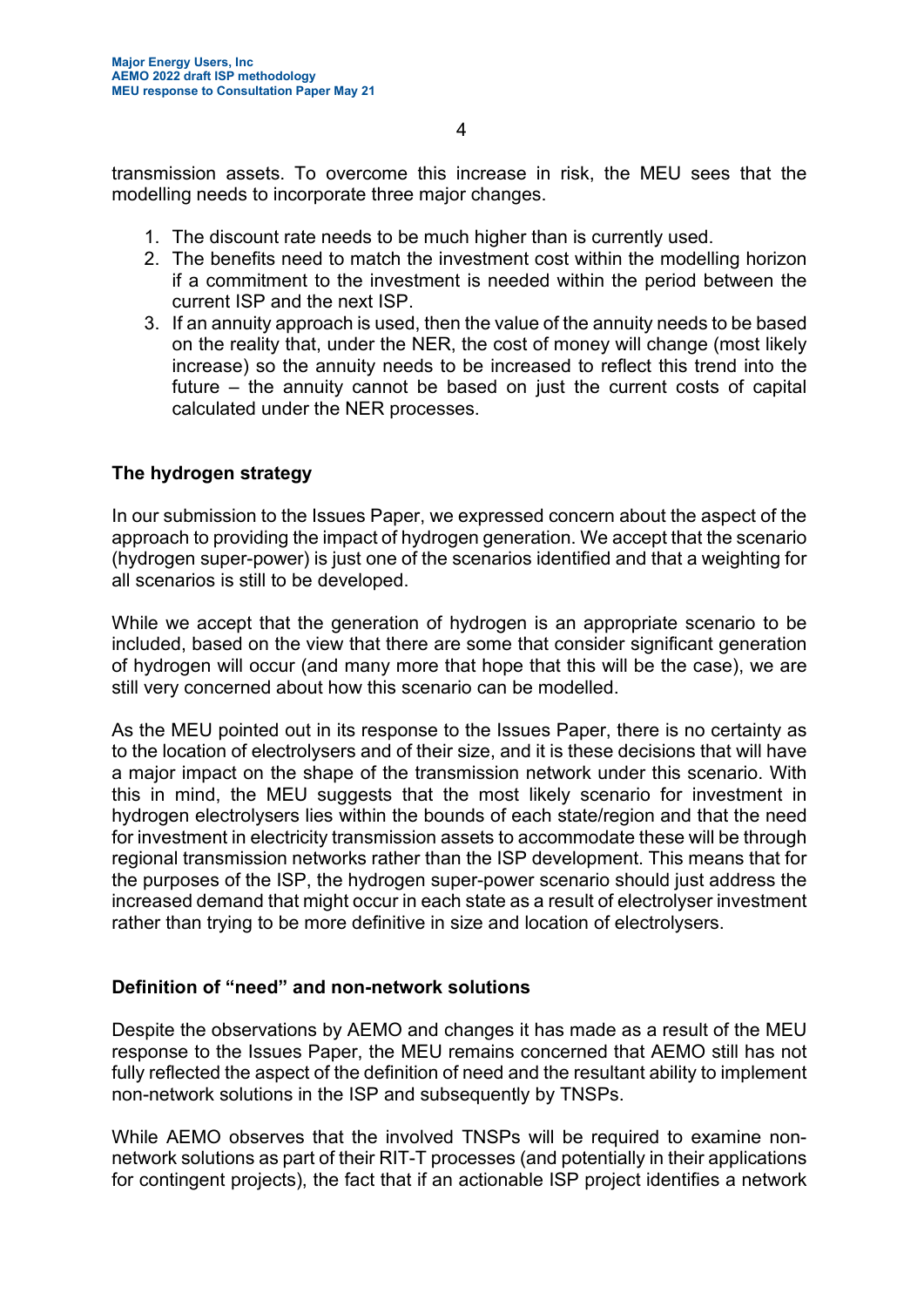transmission assets. To overcome this increase in risk, the MEU sees that the modelling needs to incorporate three major changes.

1. The discount rate needs to be much higher than is currently used.
2. The benefits need to match the investment cost within the modelling horizon if a commitment to the investment is needed within the period between the current ISP and the next ISP.
3. If an annuity approach is used, then the value of the annuity needs to be based on the reality that, under the NER, the cost of money will change (most likely increase) so the annuity needs to be increased to reflect this trend into the future – the annuity cannot be based on just the current costs of capital calculated under the NER processes.

## The hydrogen strategy

In our submission to the Issues Paper, we expressed concern about the aspect of the approach to providing the impact of hydrogen generation. We accept that the scenario (hydrogen super-power) is just one of the scenarios identified and that a weighting for all scenarios is still to be developed.

While we accept that the generation of hydrogen is an appropriate scenario to be included, based on the view that there are some that consider significant generation of hydrogen will occur (and many more that hope that this will be the case), we are still very concerned about how this scenario can be modelled.

As the MEU pointed out in its response to the Issues Paper, there is no certainty as to the location of electrolysers and of their size, and it is these decisions that will have a major impact on the shape of the transmission network under this scenario. With this in mind, the MEU suggests that the most likely scenario for investment in hydrogen electrolysers lies within the bounds of each state/region and that the need for investment in electricity transmission assets to accommodate these will be through regional transmission networks rather than the ISP development. This means that for the purposes of the ISP, the hydrogen super-power scenario should just address the increased demand that might occur in each state as a result of electrolyser investment rather than trying to be more definitive in size and location of electrolysers.

## Definition of "need" and non-network solutions

Despite the observations by AEMO and changes it has made as a result of the MEU response to the Issues Paper, the MEU remains concerned that AEMO still has not fully reflected the aspect of the definition of need and the resultant ability to implement non-network solutions in the ISP and subsequently by TNSPs.

While AEMO observes that the involved TNSPs will be required to examine non-network solutions as part of their RIT-T processes (and potentially in their applications for contingent projects), the fact that if an actionable ISP project identifies a network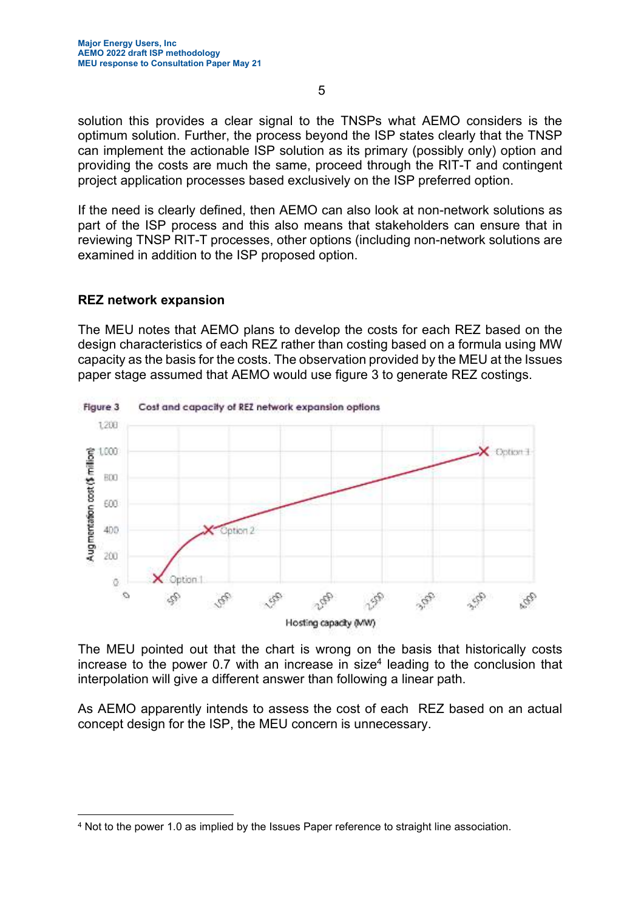solution this provides a clear signal to the TNSPs what AEMO considers is the optimum solution. Further, the process beyond the ISP states clearly that the TNSP can implement the actionable ISP solution as its primary (possibly only) option and providing the costs are much the same, proceed through the RIT-T and contingent project application processes based exclusively on the ISP preferred option.

If the need is clearly defined, then AEMO can also look at non-network solutions as part of the ISP process and this also means that stakeholders can ensure that in reviewing TNSP RIT-T processes, other options (including non-network solutions are examined in addition to the ISP proposed option.

### REZ network expansion

The MEU notes that AEMO plans to develop the costs for each REZ based on the design characteristics of each REZ rather than costing based on a formula using MW capacity as the basis for the costs. The observation provided by the MEU at the Issues paper stage assumed that AEMO would use figure 3 to generate REZ costings.

Figure 3 Cost and capacity of REZ network expansion options

The MEU pointed out that the chart is wrong on the basis that historically costs increase to the power 0.7 with an increase in size[4] leading to the conclusion that interpolation will give a different answer than following a linear path.

As AEMO apparently intends to assess the cost of each REZ based on an actual concept design for the ISP, the MEU concern is unnecessary.

---

[4] Not to the power 1.0 as implied by the Issues Paper reference to straight line association.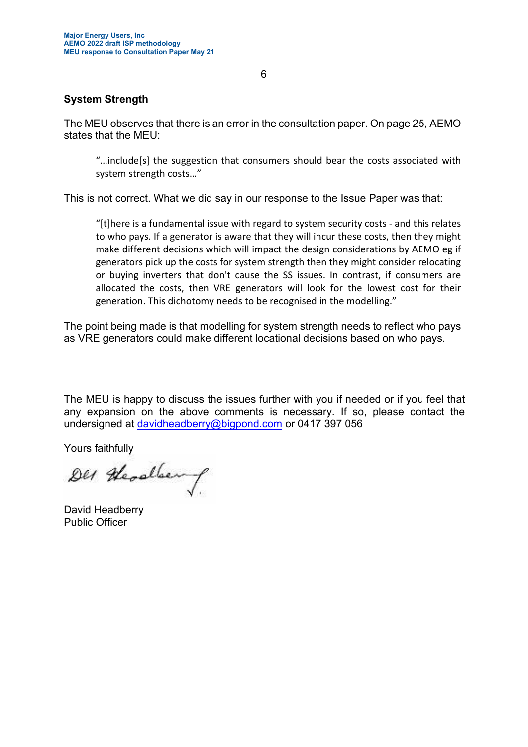## System Strength

The MEU observes that there is an error in the consultation paper. On page 25, AEMO states that the MEU:

> "…include[s] the suggestion that consumers should bear the costs associated with system strength costs…"

This is not correct. What we did say in our response to the Issue Paper was that:

> "[t]here is a fundamental issue with regard to system security costs - and this relates to who pays. If a generator is aware that they will incur these costs, then they might make different decisions which will impact the design considerations by AEMO eg if generators pick up the costs for system strength then they might consider relocating or buying inverters that don't cause the SS issues. In contrast, if consumers are allocated the costs, then VRE generators will look for the lowest cost for their generation. This dichotomy needs to be recognised in the modelling."

The point being made is that modelling for system strength needs to reflect who pays as VRE generators could make different locational decisions based on who pays.

The MEU is happy to discuss the issues further with you if needed or if you feel that any expansion on the above comments is necessary. If so, please contact the undersigned at davidheadberry@bigpond.com or 0417 397 056

Yours faithfully

David Headberry
Public Officer